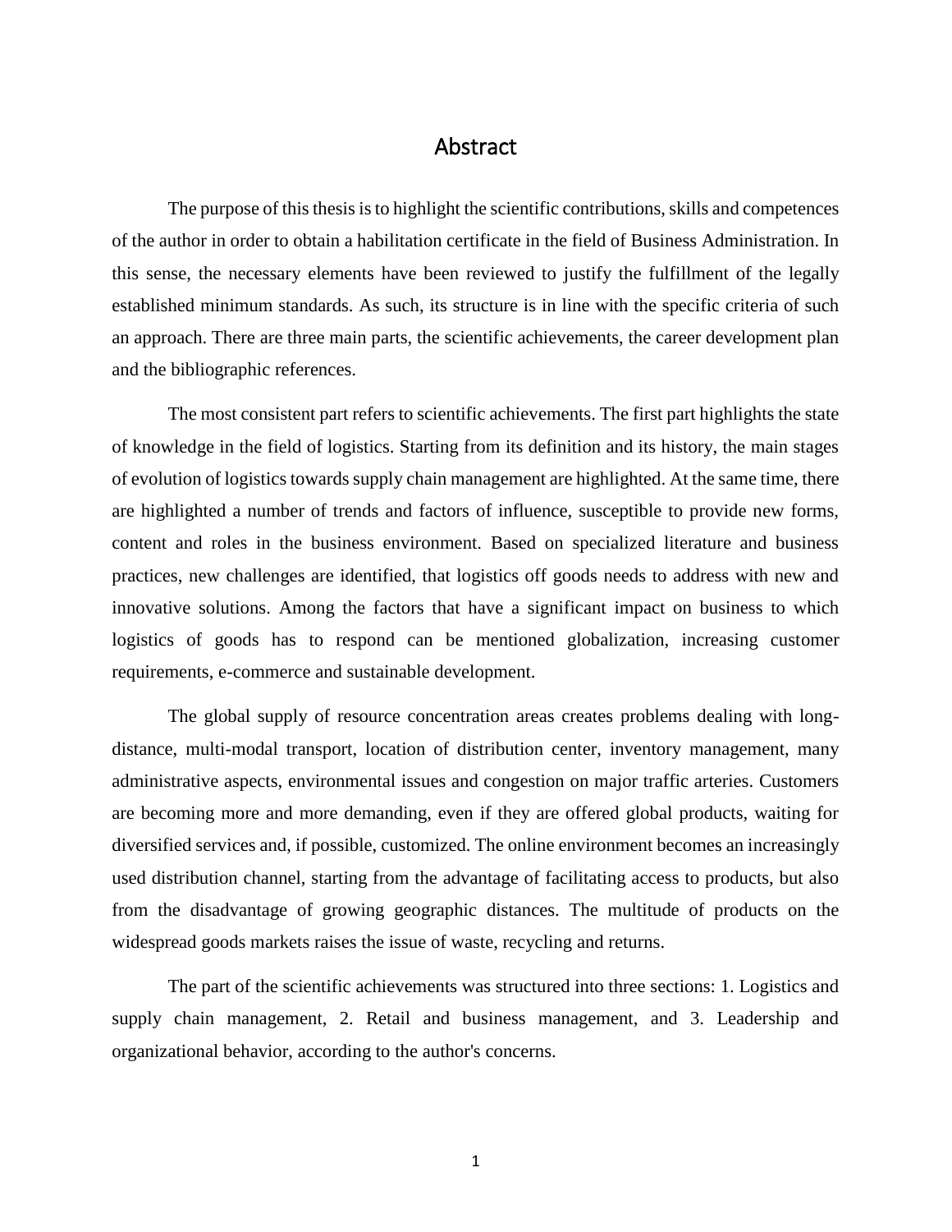# Abstract

The purpose of this thesis is to highlight the scientific contributions, skills and competences of the author in order to obtain a habilitation certificate in the field of Business Administration. In this sense, the necessary elements have been reviewed to justify the fulfillment of the legally established minimum standards. As such, its structure is in line with the specific criteria of such an approach. There are three main parts, the scientific achievements, the career development plan and the bibliographic references.

The most consistent part refers to scientific achievements. The first part highlights the state of knowledge in the field of logistics. Starting from its definition and its history, the main stages of evolution of logistics towards supply chain management are highlighted. At the same time, there are highlighted a number of trends and factors of influence, susceptible to provide new forms, content and roles in the business environment. Based on specialized literature and business practices, new challenges are identified, that logistics off goods needs to address with new and innovative solutions. Among the factors that have a significant impact on business to which logistics of goods has to respond can be mentioned globalization, increasing customer requirements, e-commerce and sustainable development.

The global supply of resource concentration areas creates problems dealing with long-distance, multi-modal transport, location of distribution center, inventory management, many administrative aspects, environmental issues and congestion on major traffic arteries. Customers are becoming more and more demanding, even if they are offered global products, waiting for diversified services and, if possible, customized. The online environment becomes an increasingly used distribution channel, starting from the advantage of facilitating access to products, but also from the disadvantage of growing geographic distances. The multitude of products on the widespread goods markets raises the issue of waste, recycling and returns.

The part of the scientific achievements was structured into three sections: 1. Logistics and supply chain management, 2. Retail and business management, and 3. Leadership and organizational behavior, according to the author's concerns.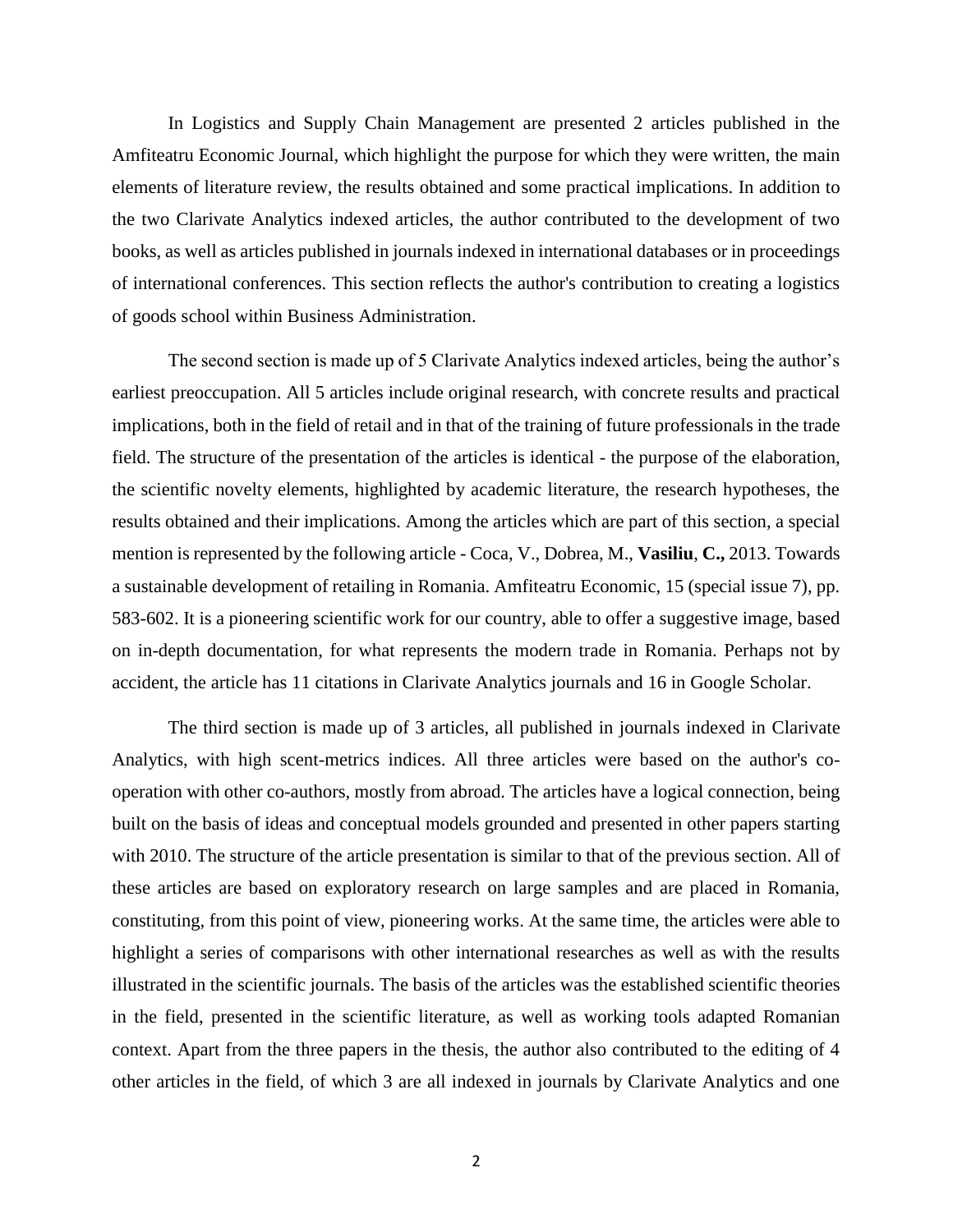In Logistics and Supply Chain Management are presented 2 articles published in the Amfiteatru Economic Journal, which highlight the purpose for which they were written, the main elements of literature review, the results obtained and some practical implications. In addition to the two Clarivate Analytics indexed articles, the author contributed to the development of two books, as well as articles published in journals indexed in international databases or in proceedings of international conferences. This section reflects the author's contribution to creating a logistics of goods school within Business Administration.

The second section is made up of 5 Clarivate Analytics indexed articles, being the author's earliest preoccupation. All 5 articles include original research, with concrete results and practical implications, both in the field of retail and in that of the training of future professionals in the trade field. The structure of the presentation of the articles is identical - the purpose of the elaboration, the scientific novelty elements, highlighted by academic literature, the research hypotheses, the results obtained and their implications. Among the articles which are part of this section, a special mention is represented by the following article - Coca, V., Dobrea, M., **Vasiliu**, **C.,** 2013. Towards a sustainable development of retailing in Romania. Amfiteatru Economic, 15 (special issue 7), pp. 583-602. It is a pioneering scientific work for our country, able to offer a suggestive image, based on in-depth documentation, for what represents the modern trade in Romania. Perhaps not by accident, the article has 11 citations in Clarivate Analytics journals and 16 in Google Scholar.

The third section is made up of 3 articles, all published in journals indexed in Clarivate Analytics, with high scent-metrics indices. All three articles were based on the author's co-operation with other co-authors, mostly from abroad. The articles have a logical connection, being built on the basis of ideas and conceptual models grounded and presented in other papers starting with 2010. The structure of the article presentation is similar to that of the previous section. All of these articles are based on exploratory research on large samples and are placed in Romania, constituting, from this point of view, pioneering works. At the same time, the articles were able to highlight a series of comparisons with other international researches as well as with the results illustrated in the scientific journals. The basis of the articles was the established scientific theories in the field, presented in the scientific literature, as well as working tools adapted Romanian context. Apart from the three papers in the thesis, the author also contributed to the editing of 4 other articles in the field, of which 3 are all indexed in journals by Clarivate Analytics and one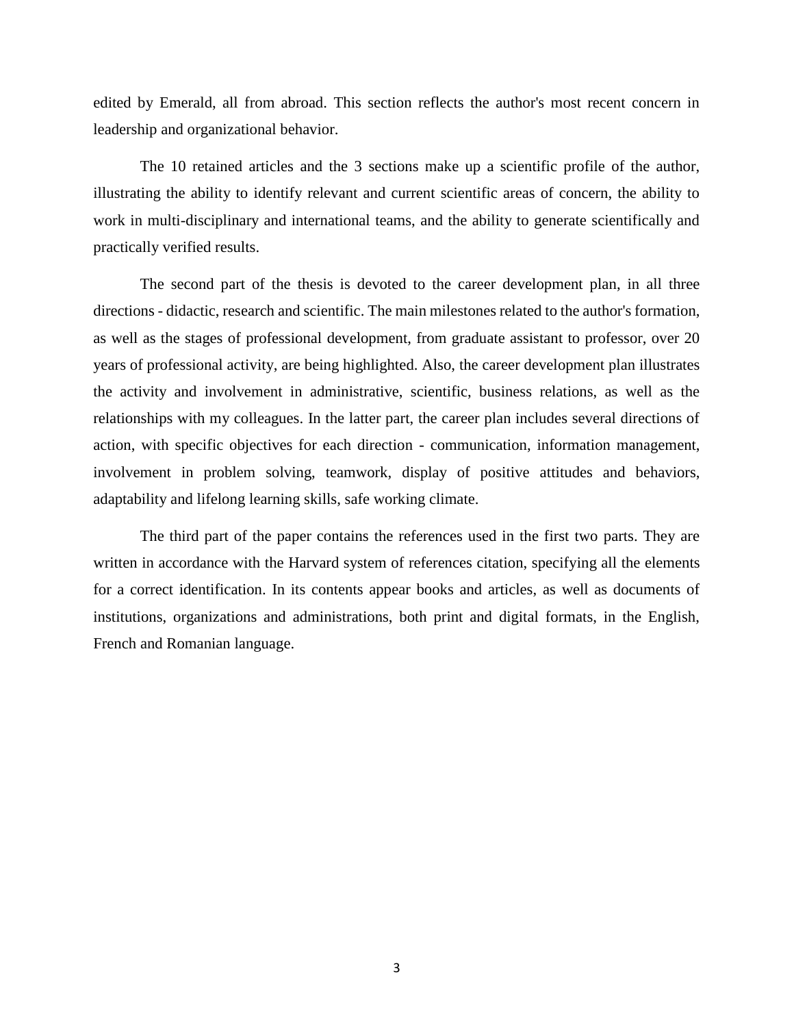edited by Emerald, all from abroad. This section reflects the author's most recent concern in leadership and organizational behavior.

The 10 retained articles and the 3 sections make up a scientific profile of the author, illustrating the ability to identify relevant and current scientific areas of concern, the ability to work in multi-disciplinary and international teams, and the ability to generate scientifically and practically verified results.

The second part of the thesis is devoted to the career development plan, in all three directions - didactic, research and scientific. The main milestones related to the author's formation, as well as the stages of professional development, from graduate assistant to professor, over 20 years of professional activity, are being highlighted. Also, the career development plan illustrates the activity and involvement in administrative, scientific, business relations, as well as the relationships with my colleagues. In the latter part, the career plan includes several directions of action, with specific objectives for each direction - communication, information management, involvement in problem solving, teamwork, display of positive attitudes and behaviors, adaptability and lifelong learning skills, safe working climate.

The third part of the paper contains the references used in the first two parts. They are written in accordance with the Harvard system of references citation, specifying all the elements for a correct identification. In its contents appear books and articles, as well as documents of institutions, organizations and administrations, both print and digital formats, in the English, French and Romanian language.